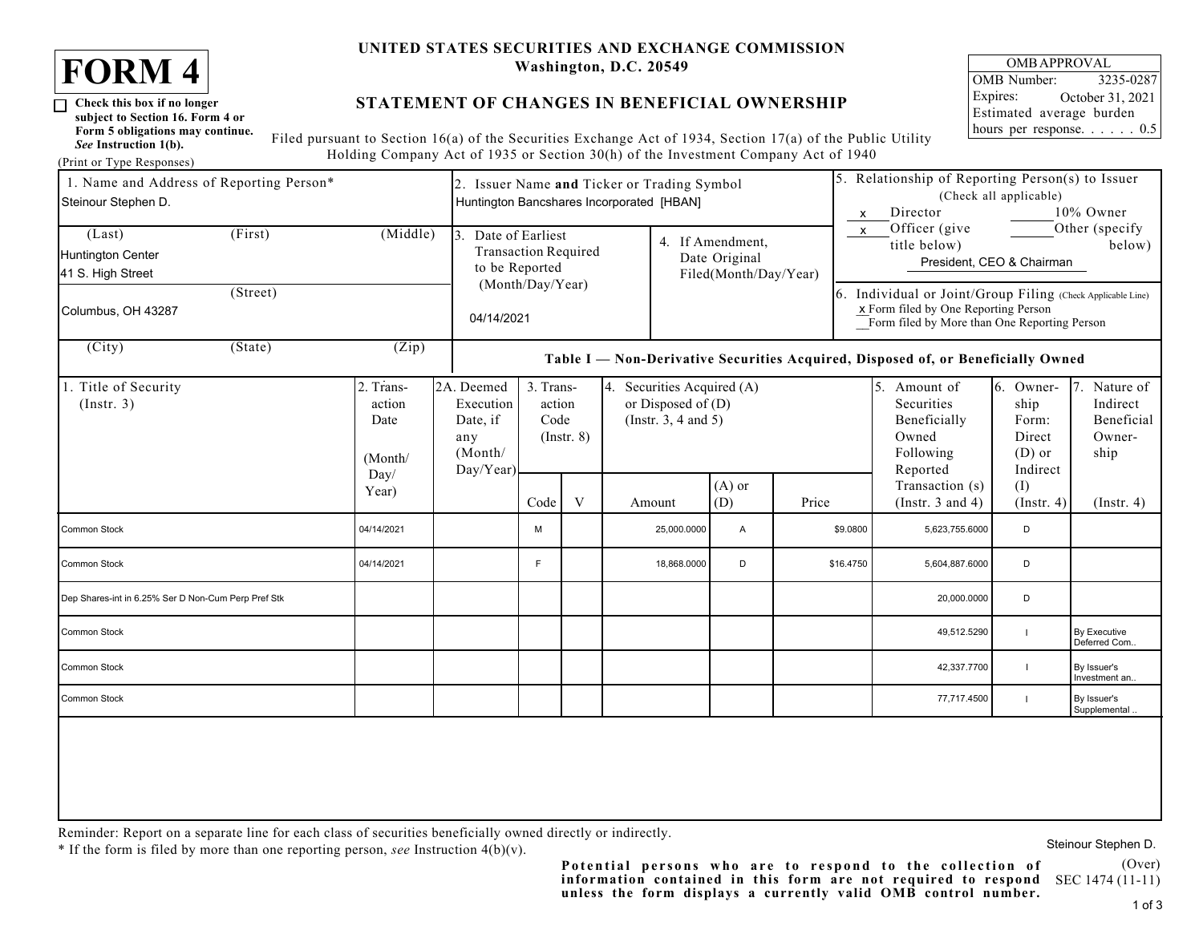# FORM 4

☐ **Check this box if no longer subject to Section 16. Form 4 or Form 5 obligations may continue.** ***See* Instruction 1(b).**

(Print or Type Responses)

**UNITED STATES SECURITIES AND EXCHANGE COMMISSION**
**Washington, D.C. 20549**

## STATEMENT OF CHANGES IN BENEFICIAL OWNERSHIP

Filed pursuant to Section 16(a) of the Securities Exchange Act of 1934, Section 17(a) of the Public Utility Holding Company Act of 1935 or Section 30(h) of the Investment Company Act of 1940

| OMB APPROVAL | |
|---|---|
| OMB Number: | 3235-0287 |
| Expires: | October 31, 2021 |
| Estimated average burden hours per response. . . . . . | 0.5 |

**1. Name and Address of Reporting Person***
Steinour Stephen D.
(Last) (First) (Middle)
Huntington Center
41 S. High Street
(Street)
Columbus, OH 43287
(City) (State) (Zip)

**2. Issuer Name and Ticker or Trading Symbol**
Huntington Bancshares Incorporated [HBAN]

**3. Date of Earliest Transaction Required to be Reported (Month/Day/Year)**
04/14/2021

**4. If Amendment, Date Original Filed(Month/Day/Year)**

**5. Relationship of Reporting Person(s) to Issuer** (Check all applicable)
x Director
___ 10% Owner
x Officer (give title below)
___ Other (specify below)
President, CEO & Chairman

**6. Individual or Joint/Group Filing** (Check Applicable Line)
x Form filed by One Reporting Person
__ Form filed by More than One Reporting Person

### Table I — Non-Derivative Securities Acquired, Disposed of, or Beneficially Owned

| 1. Title of Security (Instr. 3) | 2. Transaction Date (Month/Day/Year) | 2A. Deemed Execution Date, if any (Month/Day/Year) | 3. Transaction Code (Instr. 8) | | 4. Securities Acquired (A) or Disposed of (D) (Instr. 3, 4 and 5) | | | 5. Amount of Securities Beneficially Owned Following Reported Transaction (s) (Instr. 3 and 4) | 6. Ownership Form: Direct (D) or Indirect (I) (Instr. 4) | 7. Nature of Indirect Beneficial Ownership (Instr. 4) |
|---|---|---|---|---|---|---|---|---|---|---|
| | | | Code | V | Amount | (A) or (D) | Price | | | |
| Common Stock | 04/14/2021 | | M | | 25,000.0000 | A | $9.0800 | 5,623,755.6000 | D | |
| Common Stock | 04/14/2021 | | F | | 18,868.0000 | D | $16.4750 | 5,604,887.6000 | D | |
| Dep Shares-int in 6.25% Ser D Non-Cum Perp Pref Stk | | | | | | | | 20,000.0000 | D | |
| Common Stock | | | | | | | | 49,512.5290 | I | By Executive Deferred Com.. |
| Common Stock | | | | | | | | 42,337.7700 | I | By Issuer's Investment an.. |
| Common Stock | | | | | | | | 77,717.4500 | I | By Issuer's Supplemental .. |

Reminder: Report on a separate line for each class of securities beneficially owned directly or indirectly.
\* If the form is filed by more than one reporting person, *see* Instruction 4(b)(v).

**Potential persons who are to respond to the collection of information contained in this form are not required to respond unless the form displays a currently valid OMB control number.**

Steinour Stephen D.

(Over)
SEC 1474 (11-11)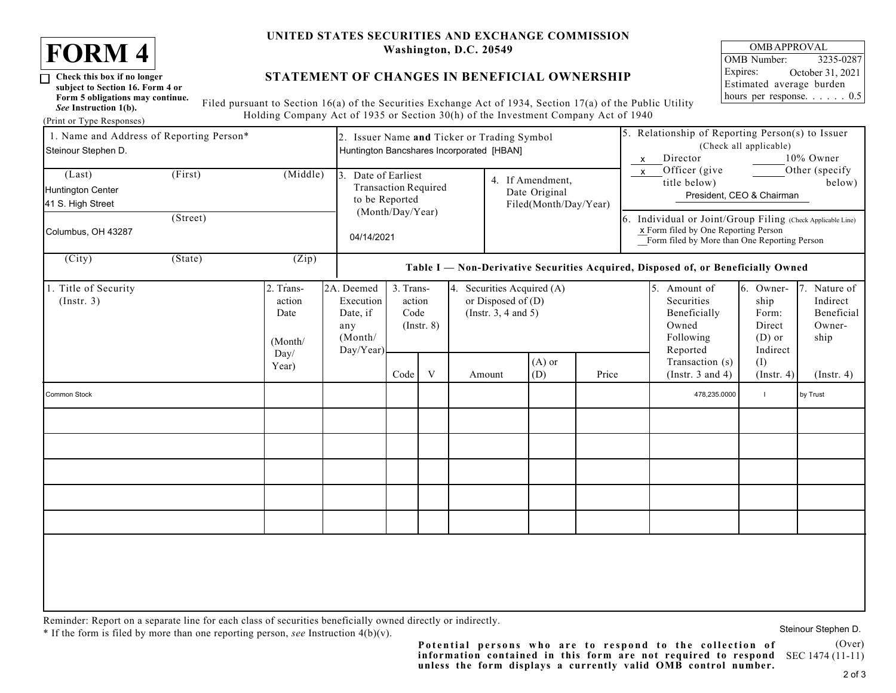# FORM 4

☐ **Check this box if no longer subject to Section 16. Form 4 or Form 5 obligations may continue.** ***See* Instruction 1(b).**

(Print or Type Responses)

**UNITED STATES SECURITIES AND EXCHANGE COMMISSION**
**Washington, D.C. 20549**

## STATEMENT OF CHANGES IN BENEFICIAL OWNERSHIP

Filed pursuant to Section 16(a) of the Securities Exchange Act of 1934, Section 17(a) of the Public Utility Holding Company Act of 1935 or Section 30(h) of the Investment Company Act of 1940

| OMB APPROVAL | |
|---|---|
| OMB Number: | 3235-0287 |
| Expires: | October 31, 2021 |
| Estimated average burden hours per response. . . . . . | 0.5 |

**1. Name and Address of Reporting Person***
Steinour Stephen D.

(Last) (First) (Middle)
Huntington Center
41 S. High Street

(Street)
Columbus, OH 43287

(City) (State) (Zip)

**2. Issuer Name and Ticker or Trading Symbol**
Huntington Bancshares Incorporated [HBAN]

**3. Date of Earliest Transaction Required to be Reported (Month/Day/Year)**
04/14/2021

**4. If Amendment, Date Original Filed(Month/Day/Year)**

**5. Relationship of Reporting Person(s) to Issuer** (Check all applicable)
x Director
___ 10% Owner
x Officer (give title below)
___ Other (specify below)
President, CEO & Chairman

**6. Individual or Joint/Group Filing** (Check Applicable Line)
x Form filed by One Reporting Person
__ Form filed by More than One Reporting Person

**Table I — Non-Derivative Securities Acquired, Disposed of, or Beneficially Owned**

| 1. Title of Security (Instr. 3) | 2. Transaction Date (Month/Day/Year) | 2A. Deemed Execution Date, if any (Month/Day/Year) | 3. Transaction Code (Instr. 8) | | 4. Securities Acquired (A) or Disposed of (D) (Instr. 3, 4 and 5) | | | 5. Amount of Securities Beneficially Owned Following Reported Transaction (s) (Instr. 3 and 4) | 6. Ownership Form: Direct (D) or Indirect (I) (Instr. 4) | 7. Nature of Indirect Beneficial Ownership (Instr. 4) |
|---|---|---|---|---|---|---|---|---|---|---|
| | | | Code | V | Amount | (A) or (D) | Price | | | |
| Common Stock | | | | | | | | 478,235.0000 | I | by Trust |

Reminder: Report on a separate line for each class of securities beneficially owned directly or indirectly.
* If the form is filed by more than one reporting person, *see* Instruction 4(b)(v).

**Potential persons who are to respond to the collection of information contained in this form are not required to respond unless the form displays a currently valid OMB control number.**

Steinour Stephen D.

(Over)
SEC 1474 (11-11)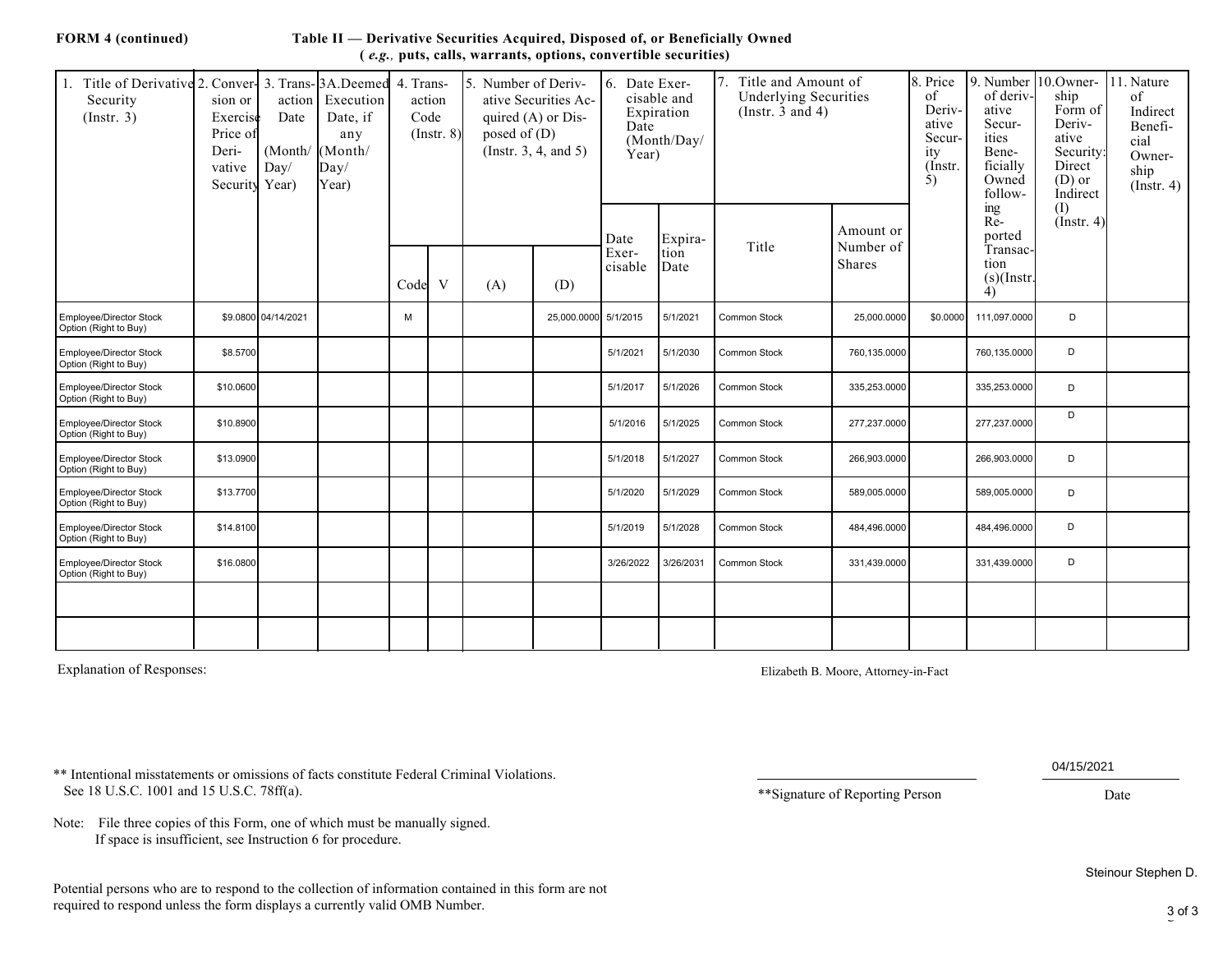**FORM 4 (continued)**

**Table II — Derivative Securities Acquired, Disposed of, or Beneficially Owned**
**( *e.g.,* puts, calls, warrants, options, convertible securities)**

| 1. Title of Derivative Security (Instr. 3) | 2. Conversion or Exercise Price of Derivative Security | 3. Transaction Date (Month/Day/Year) | 3A. Deemed Execution Date, if any (Month/Day/Year) | 4. Transaction Code (Instr. 8) | | 5. Number of Derivative Securities Acquired (A) or Disposed of (D) (Instr. 3, 4, and 5) | | 6. Date Exercisable and Expiration Date (Month/Day/Year) | | 7. Title and Amount of Underlying Securities (Instr. 3 and 4) | | 8. Price of Derivative Security (Instr. 5) | 9. Number of derivative Securities Beneficially Owned following Reported Transaction(s) (Instr. 4) | 10. Ownership Form of Derivative Security: Direct (D) or Indirect (I) (Instr. 4) | 11. Nature of Indirect Beneficial Ownership (Instr. 4) |
|---|---|---|---|---|---|---|---|---|---|---|---|---|---|---|---|
| | | | | Code | V | (A) | (D) | Date Exercisable | Expiration Date | Title | Amount or Number of Shares | | | | |
| Employee/Director Stock Option (Right to Buy) | $9.0800 | 04/14/2021 | | M | | | 25,000.0000 | 5/1/2015 | 5/1/2021 | Common Stock | 25,000.0000 | $0.0000 | 111,097.0000 | D | |
| Employee/Director Stock Option (Right to Buy) | $8.5700 | | | | | | | 5/1/2021 | 5/1/2030 | Common Stock | 760,135.0000 | | 760,135.0000 | D | |
| Employee/Director Stock Option (Right to Buy) | $10.0600 | | | | | | | 5/1/2017 | 5/1/2026 | Common Stock | 335,253.0000 | | 335,253.0000 | D | |
| Employee/Director Stock Option (Right to Buy) | $10.8900 | | | | | | | 5/1/2016 | 5/1/2025 | Common Stock | 277,237.0000 | | 277,237.0000 | D | |
| Employee/Director Stock Option (Right to Buy) | $13.0900 | | | | | | | 5/1/2018 | 5/1/2027 | Common Stock | 266,903.0000 | | 266,903.0000 | D | |
| Employee/Director Stock Option (Right to Buy) | $13.7700 | | | | | | | 5/1/2020 | 5/1/2029 | Common Stock | 589,005.0000 | | 589,005.0000 | D | |
| Employee/Director Stock Option (Right to Buy) | $14.8100 | | | | | | | 5/1/2019 | 5/1/2028 | Common Stock | 484,496.0000 | | 484,496.0000 | D | |
| Employee/Director Stock Option (Right to Buy) | $16.0800 | | | | | | | 3/26/2022 | 3/26/2031 | Common Stock | 331,439.0000 | | 331,439.0000 | D | |
| | | | | | | | | | | | | | | | |
| | | | | | | | | | | | | | | | |

Explanation of Responses:

Elizabeth B. Moore, Attorney-in-Fact

** Intentional misstatements or omissions of facts constitute Federal Criminal Violations.
See 18 U.S.C. 1001 and 15 U.S.C. 78ff(a).

**Signature of Reporting Person

04/15/2021

Date

Note: File three copies of this Form, one of which must be manually signed.
If space is insufficient, see Instruction 6 for procedure.

Potential persons who are to respond to the collection of information contained in this form are not required to respond unless the form displays a currently valid OMB Number.

Steinour Stephen D.